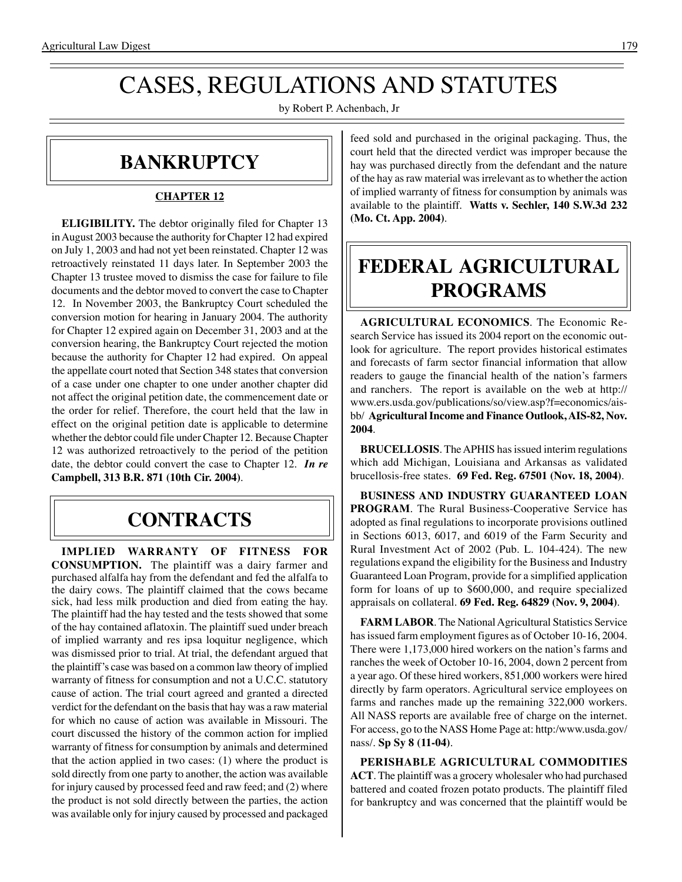# CASES, REGULATIONS AND STATUTES

by Robert P. Achenbach, Jr

## BANKRUPTCY

### CHAPTER 12

**ELIGIBILITY.** The debtor originally filed for Chapter 13 in August 2003 because the authority for Chapter 12 had expired on July 1, 2003 and had not yet been reinstated. Chapter 12 was retroactively reinstated 11 days later. In September 2003 the Chapter 13 trustee moved to dismiss the case for failure to file documents and the debtor moved to convert the case to Chapter 12. In November 2003, the Bankruptcy Court scheduled the conversion motion for hearing in January 2004. The authority for Chapter 12 expired again on December 31, 2003 and at the conversion hearing, the Bankruptcy Court rejected the motion because the authority for Chapter 12 had expired. On appeal the appellate court noted that Section 348 states that conversion of a case under one chapter to one under another chapter did not affect the original petition date, the commencement date or the order for relief. Therefore, the court held that the law in effect on the original petition date is applicable to determine whether the debtor could file under Chapter 12. Because Chapter 12 was authorized retroactively to the period of the petition date, the debtor could convert the case to Chapter 12. ***In re* Campbell, 313 B.R. 871 (10th Cir. 2004)**.

## CONTRACTS

**IMPLIED WARRANTY OF FITNESS FOR CONSUMPTION.** The plaintiff was a dairy farmer and purchased alfalfa hay from the defendant and fed the alfalfa to the dairy cows. The plaintiff claimed that the cows became sick, had less milk production and died from eating the hay. The plaintiff had the hay tested and the tests showed that some of the hay contained aflatoxin. The plaintiff sued under breach of implied warranty and res ipsa loquitur negligence, which was dismissed prior to trial. At trial, the defendant argued that the plaintiff's case was based on a common law theory of implied warranty of fitness for consumption and not a U.C.C. statutory cause of action. The trial court agreed and granted a directed verdict for the defendant on the basis that hay was a raw material for which no cause of action was available in Missouri. The court discussed the history of the common action for implied warranty of fitness for consumption by animals and determined that the action applied in two cases: (1) where the product is sold directly from one party to another, the action was available for injury caused by processed feed and raw feed; and (2) where the product is not sold directly between the parties, the action was available only for injury caused by processed and packaged feed sold and purchased in the original packaging. Thus, the court held that the directed verdict was improper because the hay was purchased directly from the defendant and the nature of the hay as raw material was irrelevant as to whether the action of implied warranty of fitness for consumption by animals was available to the plaintiff. **Watts v. Sechler, 140 S.W.3d 232 (Mo. Ct. App. 2004)**.

## FEDERAL AGRICULTURAL PROGRAMS

**AGRICULTURAL ECONOMICS**. The Economic Research Service has issued its 2004 report on the economic outlook for agriculture. The report provides historical estimates and forecasts of farm sector financial information that allow readers to gauge the financial health of the nation's farmers and ranchers. The report is available on the web at http://www.ers.usda.gov/publications/so/view.asp?f=economics/ais-bb/ **Agricultural Income and Finance Outlook, AIS-82, Nov. 2004**.

**BRUCELLOSIS**. The APHIS has issued interim regulations which add Michigan, Louisiana and Arkansas as validated brucellosis-free states. **69 Fed. Reg. 67501 (Nov. 18, 2004)**.

**BUSINESS AND INDUSTRY GUARANTEED LOAN PROGRAM**. The Rural Business-Cooperative Service has adopted as final regulations to incorporate provisions outlined in Sections 6013, 6017, and 6019 of the Farm Security and Rural Investment Act of 2002 (Pub. L. 104-424). The new regulations expand the eligibility for the Business and Industry Guaranteed Loan Program, provide for a simplified application form for loans of up to $600,000, and require specialized appraisals on collateral. **69 Fed. Reg. 64829 (Nov. 9, 2004)**.

**FARM LABOR**. The National Agricultural Statistics Service has issued farm employment figures as of October 10-16, 2004. There were 1,173,000 hired workers on the nation's farms and ranches the week of October 10-16, 2004, down 2 percent from a year ago. Of these hired workers, 851,000 workers were hired directly by farm operators. Agricultural service employees on farms and ranches made up the remaining 322,000 workers. All NASS reports are available free of charge on the internet. For access, go to the NASS Home Page at: http:/www.usda.gov/nass/. **Sp Sy 8 (11-04)**.

**PERISHABLE AGRICULTURAL COMMODITIES ACT**. The plaintiff was a grocery wholesaler who had purchased battered and coated frozen potato products. The plaintiff filed for bankruptcy and was concerned that the plaintiff would be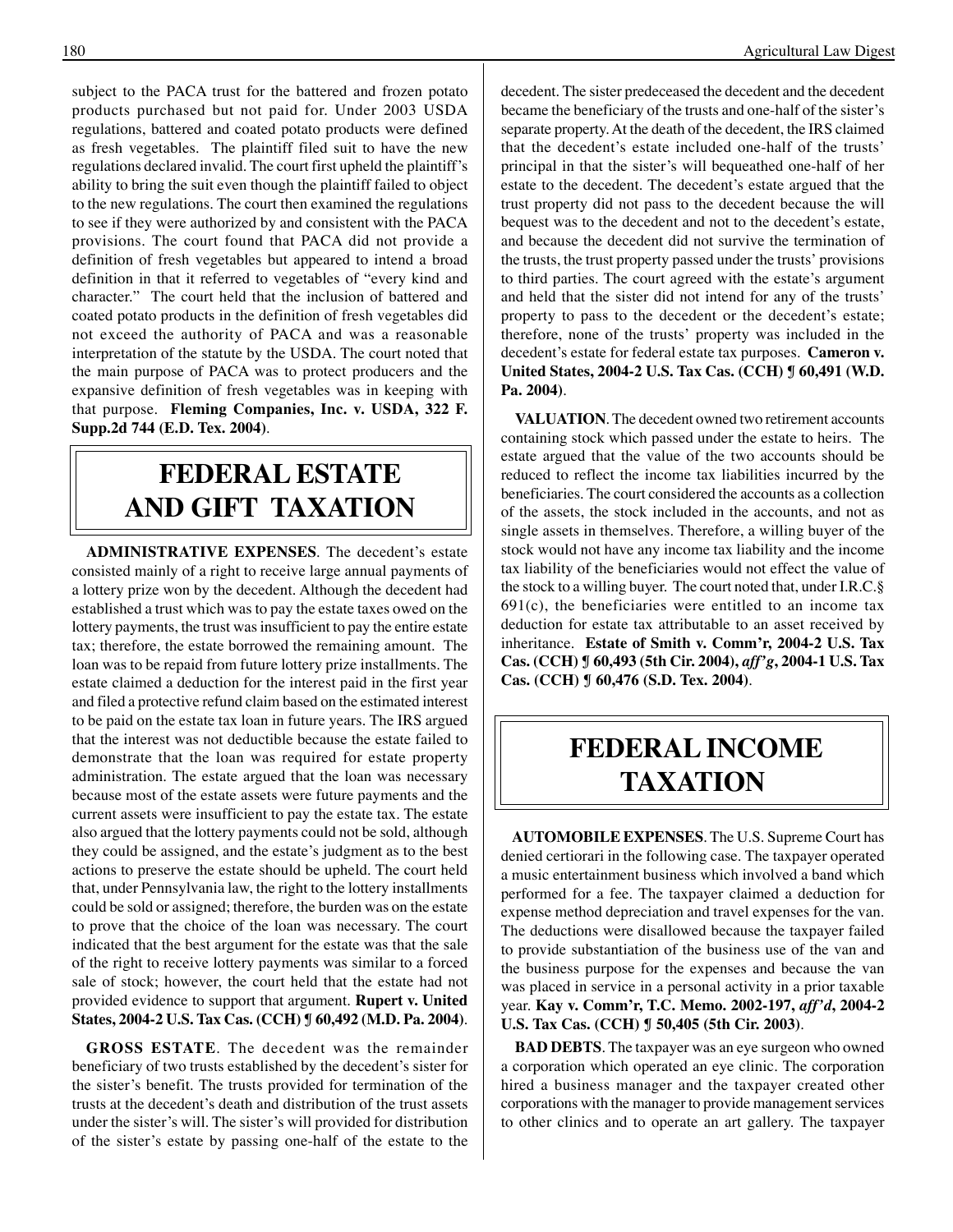subject to the PACA trust for the battered and frozen potato products purchased but not paid for. Under 2003 USDA regulations, battered and coated potato products were defined as fresh vegetables. The plaintiff filed suit to have the new regulations declared invalid. The court first upheld the plaintiff's ability to bring the suit even though the plaintiff failed to object to the new regulations. The court then examined the regulations to see if they were authorized by and consistent with the PACA provisions. The court found that PACA did not provide a definition of fresh vegetables but appeared to intend a broad definition in that it referred to vegetables of "every kind and character." The court held that the inclusion of battered and coated potato products in the definition of fresh vegetables did not exceed the authority of PACA and was a reasonable interpretation of the statute by the USDA. The court noted that the main purpose of PACA was to protect producers and the expansive definition of fresh vegetables was in keeping with that purpose. **Fleming Companies, Inc. v. USDA, 322 F. Supp.2d 744 (E.D. Tex. 2004)**.

# FEDERAL ESTATE AND GIFT TAXATION

**ADMINISTRATIVE EXPENSES**. The decedent's estate consisted mainly of a right to receive large annual payments of a lottery prize won by the decedent. Although the decedent had established a trust which was to pay the estate taxes owed on the lottery payments, the trust was insufficient to pay the entire estate tax; therefore, the estate borrowed the remaining amount. The loan was to be repaid from future lottery prize installments. The estate claimed a deduction for the interest paid in the first year and filed a protective refund claim based on the estimated interest to be paid on the estate tax loan in future years. The IRS argued that the interest was not deductible because the estate failed to demonstrate that the loan was required for estate property administration. The estate argued that the loan was necessary because most of the estate assets were future payments and the current assets were insufficient to pay the estate tax. The estate also argued that the lottery payments could not be sold, although they could be assigned, and the estate's judgment as to the best actions to preserve the estate should be upheld. The court held that, under Pennsylvania law, the right to the lottery installments could be sold or assigned; therefore, the burden was on the estate to prove that the choice of the loan was necessary. The court indicated that the best argument for the estate was that the sale of the right to receive lottery payments was similar to a forced sale of stock; however, the court held that the estate had not provided evidence to support that argument. **Rupert v. United States, 2004-2 U.S. Tax Cas. (CCH) ¶ 60,492 (M.D. Pa. 2004)**.

**GROSS ESTATE**. The decedent was the remainder beneficiary of two trusts established by the decedent's sister for the sister's benefit. The trusts provided for termination of the trusts at the decedent's death and distribution of the trust assets under the sister's will. The sister's will provided for distribution of the sister's estate by passing one-half of the estate to the decedent. The sister predeceased the decedent and the decedent became the beneficiary of the trusts and one-half of the sister's separate property. At the death of the decedent, the IRS claimed that the decedent's estate included one-half of the trusts' principal in that the sister's will bequeathed one-half of her estate to the decedent. The decedent's estate argued that the trust property did not pass to the decedent because the will bequest was to the decedent and not to the decedent's estate, and because the decedent did not survive the termination of the trusts, the trust property passed under the trusts' provisions to third parties. The court agreed with the estate's argument and held that the sister did not intend for any of the trusts' property to pass to the decedent or the decedent's estate; therefore, none of the trusts' property was included in the decedent's estate for federal estate tax purposes. **Cameron v. United States, 2004-2 U.S. Tax Cas. (CCH) ¶ 60,491 (W.D. Pa. 2004)**.

**VALUATION**. The decedent owned two retirement accounts containing stock which passed under the estate to heirs. The estate argued that the value of the two accounts should be reduced to reflect the income tax liabilities incurred by the beneficiaries. The court considered the accounts as a collection of the assets, the stock included in the accounts, and not as single assets in themselves. Therefore, a willing buyer of the stock would not have any income tax liability and the income tax liability of the beneficiaries would not effect the value of the stock to a willing buyer. The court noted that, under I.R.C.§ 691(c), the beneficiaries were entitled to an income tax deduction for estate tax attributable to an asset received by inheritance. **Estate of Smith v. Comm'r, 2004-2 U.S. Tax Cas. (CCH) ¶ 60,493 (5th Cir. 2004), *aff'g*, 2004-1 U.S. Tax Cas. (CCH) ¶ 60,476 (S.D. Tex. 2004)**.

# FEDERAL INCOME TAXATION

**AUTOMOBILE EXPENSES**. The U.S. Supreme Court has denied certiorari in the following case. The taxpayer operated a music entertainment business which involved a band which performed for a fee. The taxpayer claimed a deduction for expense method depreciation and travel expenses for the van. The deductions were disallowed because the taxpayer failed to provide substantiation of the business use of the van and the business purpose for the expenses and because the van was placed in service in a personal activity in a prior taxable year. **Kay v. Comm'r, T.C. Memo. 2002-197, *aff'd*, 2004-2 U.S. Tax Cas. (CCH) ¶ 50,405 (5th Cir. 2003)**.

**BAD DEBTS**. The taxpayer was an eye surgeon who owned a corporation which operated an eye clinic. The corporation hired a business manager and the taxpayer created other corporations with the manager to provide management services to other clinics and to operate an art gallery. The taxpayer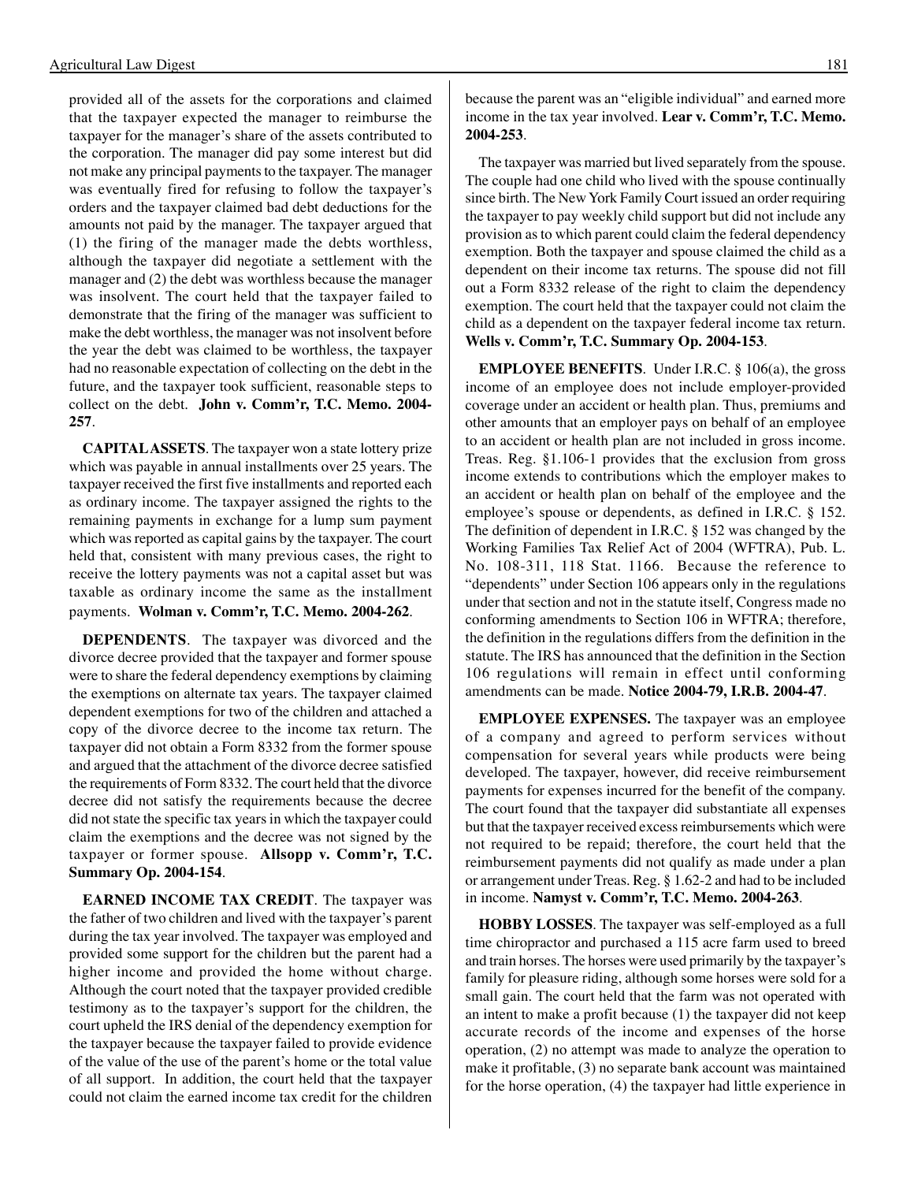provided all of the assets for the corporations and claimed that the taxpayer expected the manager to reimburse the taxpayer for the manager's share of the assets contributed to the corporation. The manager did pay some interest but did not make any principal payments to the taxpayer. The manager was eventually fired for refusing to follow the taxpayer's orders and the taxpayer claimed bad debt deductions for the amounts not paid by the manager. The taxpayer argued that (1) the firing of the manager made the debts worthless, although the taxpayer did negotiate a settlement with the manager and (2) the debt was worthless because the manager was insolvent. The court held that the taxpayer failed to demonstrate that the firing of the manager was sufficient to make the debt worthless, the manager was not insolvent before the year the debt was claimed to be worthless, the taxpayer had no reasonable expectation of collecting on the debt in the future, and the taxpayer took sufficient, reasonable steps to collect on the debt. **John v. Comm'r, T.C. Memo. 2004-257**.

**CAPITAL ASSETS**. The taxpayer won a state lottery prize which was payable in annual installments over 25 years. The taxpayer received the first five installments and reported each as ordinary income. The taxpayer assigned the rights to the remaining payments in exchange for a lump sum payment which was reported as capital gains by the taxpayer. The court held that, consistent with many previous cases, the right to receive the lottery payments was not a capital asset but was taxable as ordinary income the same as the installment payments. **Wolman v. Comm'r, T.C. Memo. 2004-262**.

**DEPENDENTS**. The taxpayer was divorced and the divorce decree provided that the taxpayer and former spouse were to share the federal dependency exemptions by claiming the exemptions on alternate tax years. The taxpayer claimed dependent exemptions for two of the children and attached a copy of the divorce decree to the income tax return. The taxpayer did not obtain a Form 8332 from the former spouse and argued that the attachment of the divorce decree satisfied the requirements of Form 8332. The court held that the divorce decree did not satisfy the requirements because the decree did not state the specific tax years in which the taxpayer could claim the exemptions and the decree was not signed by the taxpayer or former spouse. **Allsopp v. Comm'r, T.C. Summary Op. 2004-154**.

**EARNED INCOME TAX CREDIT**. The taxpayer was the father of two children and lived with the taxpayer's parent during the tax year involved. The taxpayer was employed and provided some support for the children but the parent had a higher income and provided the home without charge. Although the court noted that the taxpayer provided credible testimony as to the taxpayer's support for the children, the court upheld the IRS denial of the dependency exemption for the taxpayer because the taxpayer failed to provide evidence of the value of the use of the parent's home or the total value of all support. In addition, the court held that the taxpayer could not claim the earned income tax credit for the children because the parent was an "eligible individual" and earned more income in the tax year involved. **Lear v. Comm'r, T.C. Memo. 2004-253**.

The taxpayer was married but lived separately from the spouse. The couple had one child who lived with the spouse continually since birth. The New York Family Court issued an order requiring the taxpayer to pay weekly child support but did not include any provision as to which parent could claim the federal dependency exemption. Both the taxpayer and spouse claimed the child as a dependent on their income tax returns. The spouse did not fill out a Form 8332 release of the right to claim the dependency exemption. The court held that the taxpayer could not claim the child as a dependent on the taxpayer federal income tax return. **Wells v. Comm'r, T.C. Summary Op. 2004-153**.

**EMPLOYEE BENEFITS**. Under I.R.C. § 106(a), the gross income of an employee does not include employer-provided coverage under an accident or health plan. Thus, premiums and other amounts that an employer pays on behalf of an employee to an accident or health plan are not included in gross income. Treas. Reg. §1.106-1 provides that the exclusion from gross income extends to contributions which the employer makes to an accident or health plan on behalf of the employee and the employee's spouse or dependents, as defined in I.R.C. § 152. The definition of dependent in I.R.C. § 152 was changed by the Working Families Tax Relief Act of 2004 (WFTRA), Pub. L. No. 108-311, 118 Stat. 1166. Because the reference to "dependents" under Section 106 appears only in the regulations under that section and not in the statute itself, Congress made no conforming amendments to Section 106 in WFTRA; therefore, the definition in the regulations differs from the definition in the statute. The IRS has announced that the definition in the Section 106 regulations will remain in effect until conforming amendments can be made. **Notice 2004-79, I.R.B. 2004-47**.

**EMPLOYEE EXPENSES.** The taxpayer was an employee of a company and agreed to perform services without compensation for several years while products were being developed. The taxpayer, however, did receive reimbursement payments for expenses incurred for the benefit of the company. The court found that the taxpayer did substantiate all expenses but that the taxpayer received excess reimbursements which were not required to be repaid; therefore, the court held that the reimbursement payments did not qualify as made under a plan or arrangement under Treas. Reg. § 1.62-2 and had to be included in income. **Namyst v. Comm'r, T.C. Memo. 2004-263**.

**HOBBY LOSSES**. The taxpayer was self-employed as a full time chiropractor and purchased a 115 acre farm used to breed and train horses. The horses were used primarily by the taxpayer's family for pleasure riding, although some horses were sold for a small gain. The court held that the farm was not operated with an intent to make a profit because (1) the taxpayer did not keep accurate records of the income and expenses of the horse operation, (2) no attempt was made to analyze the operation to make it profitable, (3) no separate bank account was maintained for the horse operation, (4) the taxpayer had little experience in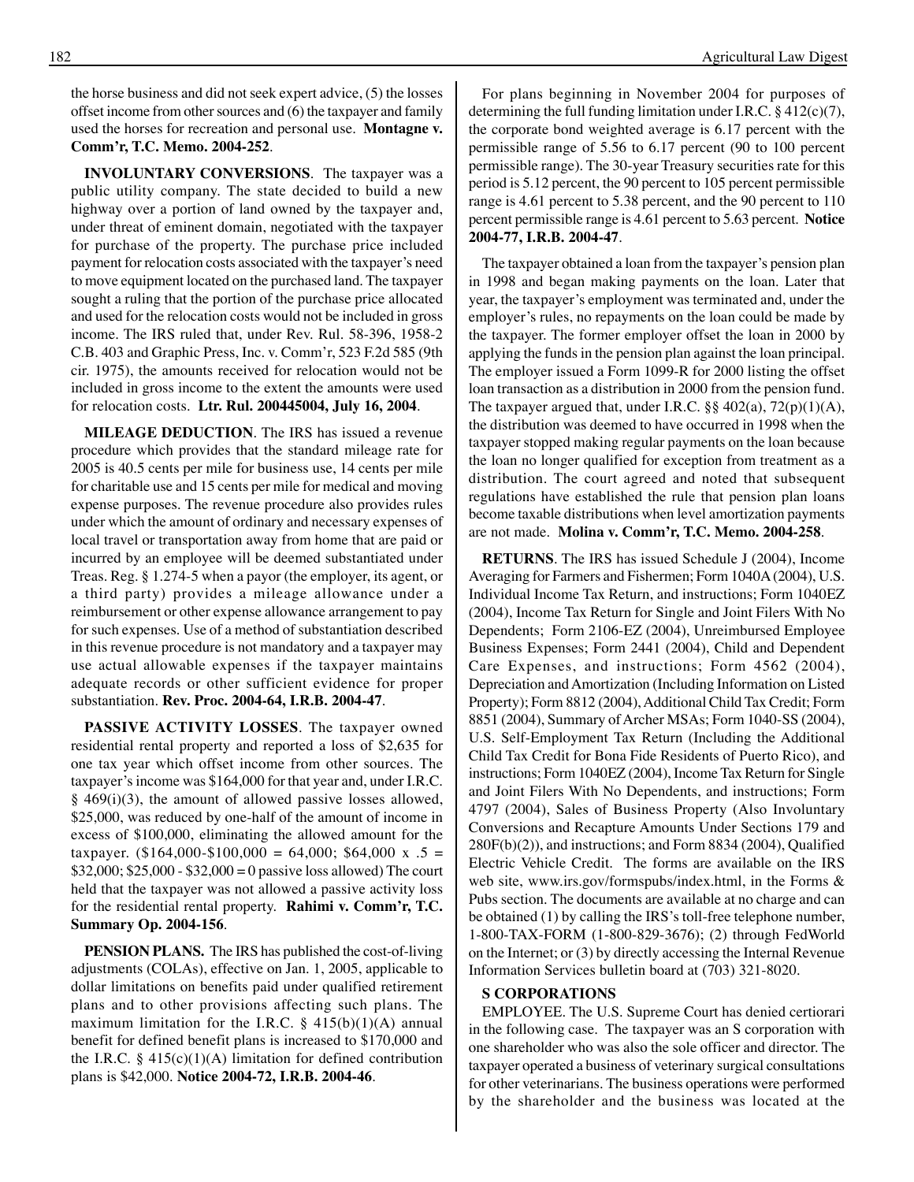the horse business and did not seek expert advice, (5) the losses offset income from other sources and (6) the taxpayer and family used the horses for recreation and personal use. **Montagne v. Comm'r, T.C. Memo. 2004-252**.

**INVOLUNTARY CONVERSIONS**. The taxpayer was a public utility company. The state decided to build a new highway over a portion of land owned by the taxpayer and, under threat of eminent domain, negotiated with the taxpayer for purchase of the property. The purchase price included payment for relocation costs associated with the taxpayer's need to move equipment located on the purchased land. The taxpayer sought a ruling that the portion of the purchase price allocated and used for the relocation costs would not be included in gross income. The IRS ruled that, under Rev. Rul. 58-396, 1958-2 C.B. 403 and Graphic Press, Inc. v. Comm'r, 523 F.2d 585 (9th cir. 1975), the amounts received for relocation would not be included in gross income to the extent the amounts were used for relocation costs. **Ltr. Rul. 200445004, July 16, 2004**.

**MILEAGE DEDUCTION**. The IRS has issued a revenue procedure which provides that the standard mileage rate for 2005 is 40.5 cents per mile for business use, 14 cents per mile for charitable use and 15 cents per mile for medical and moving expense purposes. The revenue procedure also provides rules under which the amount of ordinary and necessary expenses of local travel or transportation away from home that are paid or incurred by an employee will be deemed substantiated under Treas. Reg. § 1.274-5 when a payor (the employer, its agent, or a third party) provides a mileage allowance under a reimbursement or other expense allowance arrangement to pay for such expenses. Use of a method of substantiation described in this revenue procedure is not mandatory and a taxpayer may use actual allowable expenses if the taxpayer maintains adequate records or other sufficient evidence for proper substantiation. **Rev. Proc. 2004-64, I.R.B. 2004-47**.

**PASSIVE ACTIVITY LOSSES**. The taxpayer owned residential rental property and reported a loss of $2,635 for one tax year which offset income from other sources. The taxpayer's income was $164,000 for that year and, under I.R.C. § 469(i)(3), the amount of allowed passive losses allowed, $25,000, was reduced by one-half of the amount of income in excess of $100,000, eliminating the allowed amount for the taxpayer. ($164,000-$100,000 = 64,000; $64,000 x .5 = $32,000; $25,000 - $32,000 = 0 passive loss allowed) The court held that the taxpayer was not allowed a passive activity loss for the residential rental property. **Rahimi v. Comm'r, T.C. Summary Op. 2004-156**.

**PENSION PLANS.** The IRS has published the cost-of-living adjustments (COLAs), effective on Jan. 1, 2005, applicable to dollar limitations on benefits paid under qualified retirement plans and to other provisions affecting such plans. The maximum limitation for the I.R.C. § 415(b)(1)(A) annual benefit for defined benefit plans is increased to $170,000 and the I.R.C. § 415(c)(1)(A) limitation for defined contribution plans is $42,000. **Notice 2004-72, I.R.B. 2004-46**.

For plans beginning in November 2004 for purposes of determining the full funding limitation under I.R.C. § 412(c)(7), the corporate bond weighted average is 6.17 percent with the permissible range of 5.56 to 6.17 percent (90 to 100 percent permissible range). The 30-year Treasury securities rate for this period is 5.12 percent, the 90 percent to 105 percent permissible range is 4.61 percent to 5.38 percent, and the 90 percent to 110 percent permissible range is 4.61 percent to 5.63 percent. **Notice 2004-77, I.R.B. 2004-47**.

The taxpayer obtained a loan from the taxpayer's pension plan in 1998 and began making payments on the loan. Later that year, the taxpayer's employment was terminated and, under the employer's rules, no repayments on the loan could be made by the taxpayer. The former employer offset the loan in 2000 by applying the funds in the pension plan against the loan principal. The employer issued a Form 1099-R for 2000 listing the offset loan transaction as a distribution in 2000 from the pension fund. The taxpayer argued that, under I.R.C. §§ 402(a), 72(p)(1)(A), the distribution was deemed to have occurred in 1998 when the taxpayer stopped making regular payments on the loan because the loan no longer qualified for exception from treatment as a distribution. The court agreed and noted that subsequent regulations have established the rule that pension plan loans become taxable distributions when level amortization payments are not made. **Molina v. Comm'r, T.C. Memo. 2004-258**.

**RETURNS**. The IRS has issued Schedule J (2004), Income Averaging for Farmers and Fishermen; Form 1040A (2004), U.S. Individual Income Tax Return, and instructions; Form 1040EZ (2004), Income Tax Return for Single and Joint Filers With No Dependents; Form 2106-EZ (2004), Unreimbursed Employee Business Expenses; Form 2441 (2004), Child and Dependent Care Expenses, and instructions; Form 4562 (2004), Depreciation and Amortization (Including Information on Listed Property); Form 8812 (2004), Additional Child Tax Credit; Form 8851 (2004), Summary of Archer MSAs; Form 1040-SS (2004), U.S. Self-Employment Tax Return (Including the Additional Child Tax Credit for Bona Fide Residents of Puerto Rico), and instructions; Form 1040EZ (2004), Income Tax Return for Single and Joint Filers With No Dependents, and instructions; Form 4797 (2004), Sales of Business Property (Also Involuntary Conversions and Recapture Amounts Under Sections 179 and 280F(b)(2)), and instructions; and Form 8834 (2004), Qualified Electric Vehicle Credit. The forms are available on the IRS web site, www.irs.gov/formspubs/index.html, in the Forms & Pubs section. The documents are available at no charge and can be obtained (1) by calling the IRS's toll-free telephone number, 1-800-TAX-FORM (1-800-829-3676); (2) through FedWorld on the Internet; or (3) by directly accessing the Internal Revenue Information Services bulletin board at (703) 321-8020.

**S CORPORATIONS**

EMPLOYEE. The U.S. Supreme Court has denied certiorari in the following case. The taxpayer was an S corporation with one shareholder who was also the sole officer and director. The taxpayer operated a business of veterinary surgical consultations for other veterinarians. The business operations were performed by the shareholder and the business was located at the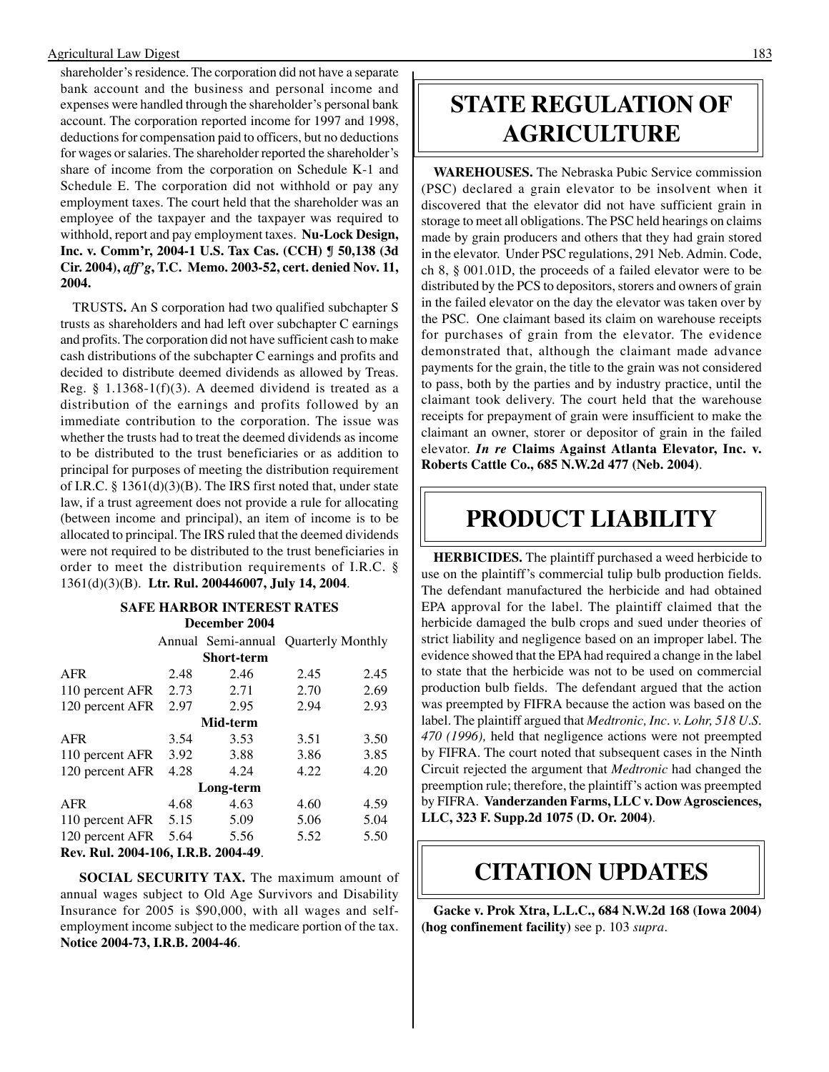shareholder's residence. The corporation did not have a separate bank account and the business and personal income and expenses were handled through the shareholder's personal bank account. The corporation reported income for 1997 and 1998, deductions for compensation paid to officers, but no deductions for wages or salaries. The shareholder reported the shareholder's share of income from the corporation on Schedule K-1 and Schedule E. The corporation did not withhold or pay any employment taxes. The court held that the shareholder was an employee of the taxpayer and the taxpayer was required to withhold, report and pay employment taxes. **Nu-Lock Design, Inc. v. Comm'r, 2004-1 U.S. Tax Cas. (CCH) ¶ 50,138 (3d Cir. 2004), *aff'g*, T.C. Memo. 2003-52, cert. denied Nov. 11, 2004.**

**TRUSTS.** An S corporation had two qualified subchapter S trusts as shareholders and had left over subchapter C earnings and profits. The corporation did not have sufficient cash to make cash distributions of the subchapter C earnings and profits and decided to distribute deemed dividends as allowed by Treas. Reg. § 1.1368-1(f)(3). A deemed dividend is treated as a distribution of the earnings and profits followed by an immediate contribution to the corporation. The issue was whether the trusts had to treat the deemed dividends as income to be distributed to the trust beneficiaries or as addition to principal for purposes of meeting the distribution requirement of I.R.C. § 1361(d)(3)(B). The IRS first noted that, under state law, if a trust agreement does not provide a rule for allocating (between income and principal), an item of income is to be allocated to principal. The IRS ruled that the deemed dividends were not required to be distributed to the trust beneficiaries in order to meet the distribution requirements of I.R.C. § 1361(d)(3)(B). **Ltr. Rul. 200446007, July 14, 2004**.

**SAFE HARBOR INTEREST RATES**
**December 2004**

| | Annual | Semi-annual | Quarterly | Monthly |
|---|---|---|---|---|
| | | **Short-term** | | |
| AFR | 2.48 | 2.46 | 2.45 | 2.45 |
| 110 percent AFR | 2.73 | 2.71 | 2.70 | 2.69 |
| 120 percent AFR | 2.97 | 2.95 | 2.94 | 2.93 |
| | | **Mid-term** | | |
| AFR | 3.54 | 3.53 | 3.51 | 3.50 |
| 110 percent AFR | 3.92 | 3.88 | 3.86 | 3.85 |
| 120 percent AFR | 4.28 | 4.24 | 4.22 | 4.20 |
| | | **Long-term** | | |
| AFR | 4.68 | 4.63 | 4.60 | 4.59 |
| 110 percent AFR | 5.15 | 5.09 | 5.06 | 5.04 |
| 120 percent AFR | 5.64 | 5.56 | 5.52 | 5.50 |

**Rev. Rul. 2004-106, I.R.B. 2004-49**.

**SOCIAL SECURITY TAX.** The maximum amount of annual wages subject to Old Age Survivors and Disability Insurance for 2005 is $90,000, with all wages and self-employment income subject to the medicare portion of the tax. **Notice 2004-73, I.R.B. 2004-46**.

# STATE REGULATION OF AGRICULTURE

**WAREHOUSES.** The Nebraska Pubic Service commission (PSC) declared a grain elevator to be insolvent when it discovered that the elevator did not have sufficient grain in storage to meet all obligations. The PSC held hearings on claims made by grain producers and others that they had grain stored in the elevator. Under PSC regulations, 291 Neb. Admin. Code, ch 8, § 001.01D, the proceeds of a failed elevator were to be distributed by the PCS to depositors, storers and owners of grain in the failed elevator on the day the elevator was taken over by the PSC. One claimant based its claim on warehouse receipts for purchases of grain from the elevator. The evidence demonstrated that, although the claimant made advance payments for the grain, the title to the grain was not considered to pass, both by the parties and by industry practice, until the claimant took delivery. The court held that the warehouse receipts for prepayment of grain were insufficient to make the claimant an owner, storer or depositor of grain in the failed elevator. ***In re* Claims Against Atlanta Elevator, Inc. v. Roberts Cattle Co., 685 N.W.2d 477 (Neb. 2004)**.

# PRODUCT LIABILITY

**HERBICIDES.** The plaintiff purchased a weed herbicide to use on the plaintiff's commercial tulip bulb production fields. The defendant manufactured the herbicide and had obtained EPA approval for the label. The plaintiff claimed that the herbicide damaged the bulb crops and sued under theories of strict liability and negligence based on an improper label. The evidence showed that the EPA had required a change in the label to state that the herbicide was not to be used on commercial production bulb fields. The defendant argued that the action was preempted by FIFRA because the action was based on the label. The plaintiff argued that *Medtronic, Inc. v. Lohr, 518 U.S. 470 (1996),* held that negligence actions were not preempted by FIFRA. The court noted that subsequent cases in the Ninth Circuit rejected the argument that *Medtronic* had changed the preemption rule; therefore, the plaintiff's action was preempted by FIFRA. **Vanderzanden Farms, LLC v. Dow Agrosciences, LLC, 323 F. Supp.2d 1075 (D. Or. 2004)**.

# CITATION UPDATES

**Gacke v. Prok Xtra, L.L.C., 684 N.W.2d 168 (Iowa 2004) (hog confinement facility)** see p. 103 *supra*.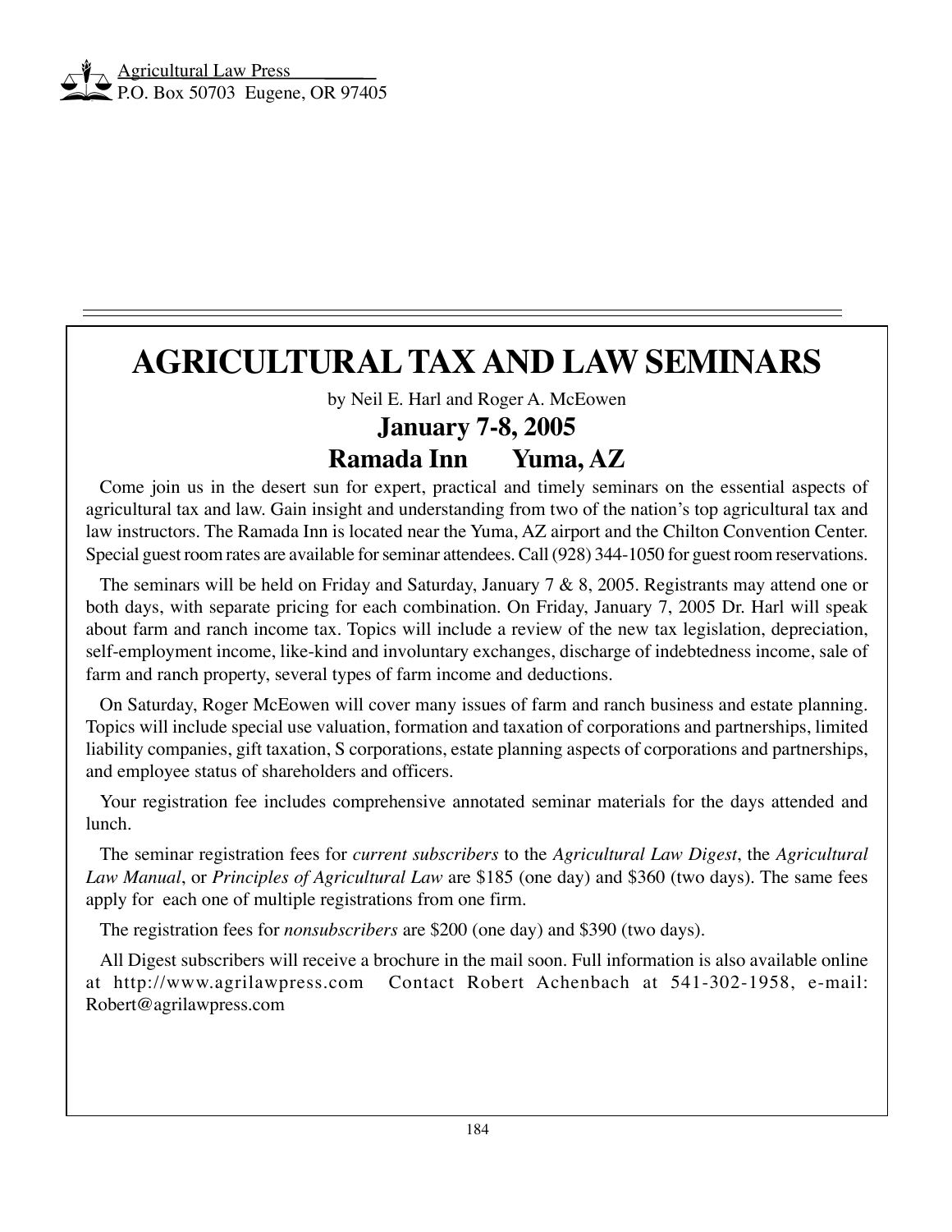Agricultural Law Press
P.O. Box 50703 Eugene, OR 97405

# AGRICULTURAL TAX AND LAW SEMINARS

by Neil E. Harl and Roger A. McEowen

## January 7-8, 2005

## Ramada Inn Yuma, AZ

Come join us in the desert sun for expert, practical and timely seminars on the essential aspects of agricultural tax and law. Gain insight and understanding from two of the nation's top agricultural tax and law instructors. The Ramada Inn is located near the Yuma, AZ airport and the Chilton Convention Center. Special guest room rates are available for seminar attendees. Call (928) 344-1050 for guest room reservations.

The seminars will be held on Friday and Saturday, January 7 & 8, 2005. Registrants may attend one or both days, with separate pricing for each combination. On Friday, January 7, 2005 Dr. Harl will speak about farm and ranch income tax. Topics will include a review of the new tax legislation, depreciation, self-employment income, like-kind and involuntary exchanges, discharge of indebtedness income, sale of farm and ranch property, several types of farm income and deductions.

On Saturday, Roger McEowen will cover many issues of farm and ranch business and estate planning. Topics will include special use valuation, formation and taxation of corporations and partnerships, limited liability companies, gift taxation, S corporations, estate planning aspects of corporations and partnerships, and employee status of shareholders and officers.

Your registration fee includes comprehensive annotated seminar materials for the days attended and lunch.

The seminar registration fees for *current subscribers* to the *Agricultural Law Digest*, the *Agricultural Law Manual*, or *Principles of Agricultural Law* are $185 (one day) and $360 (two days). The same fees apply for each one of multiple registrations from one firm.

The registration fees for *nonsubscribers* are $200 (one day) and $390 (two days).

All Digest subscribers will receive a brochure in the mail soon. Full information is also available online at http://www.agrilawpress.com Contact Robert Achenbach at 541-302-1958, e-mail: Robert@agrilawpress.com